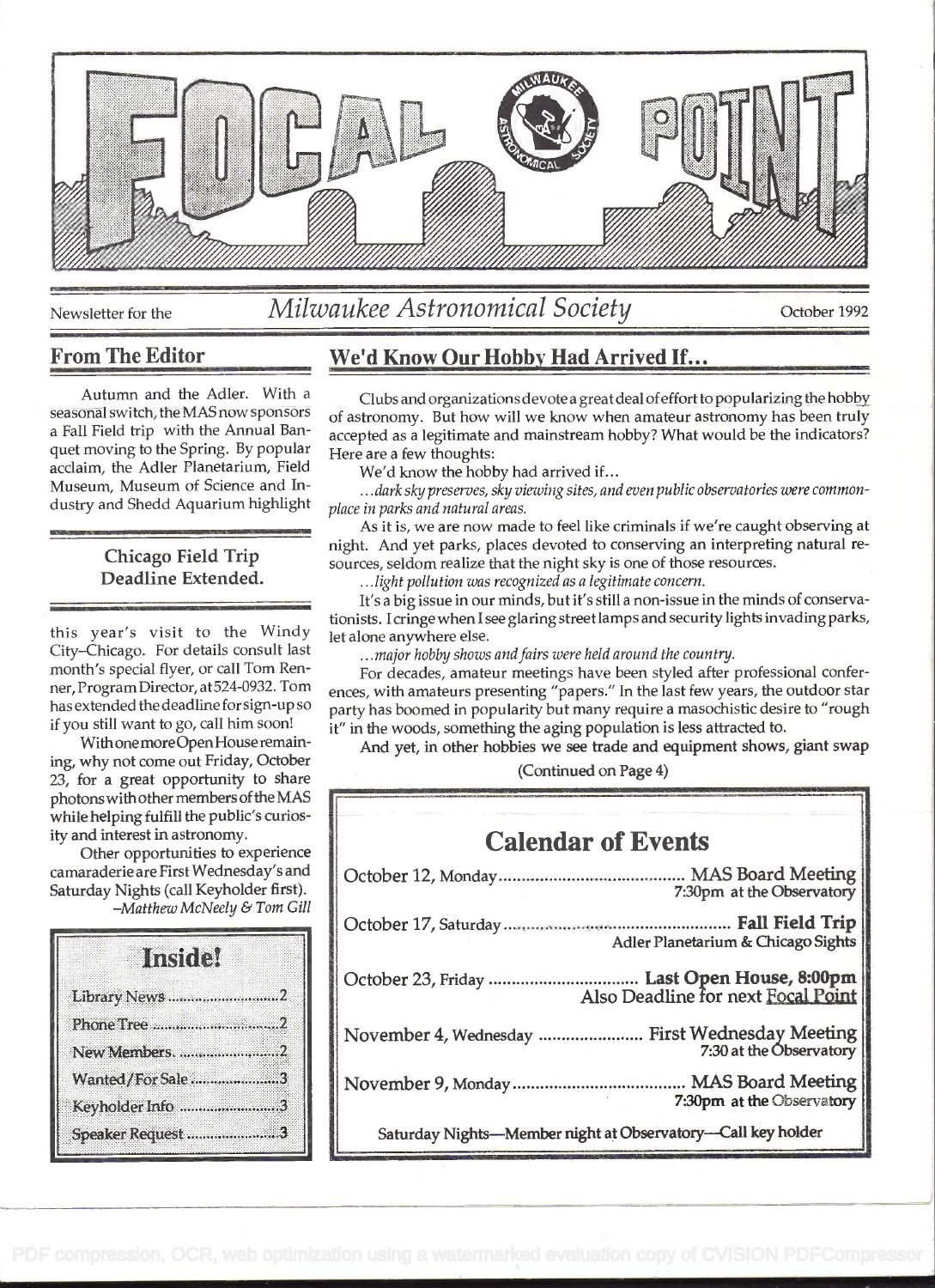# FOCAL POINT

Newsletter for the *Milwaukee Astronomical Society* October 1992

## From The Editor

Autumn and the Adler. With a seasonal switch, the MAS now sponsors a Fall Field trip with the Annual Banquet moving to the Spring. By popular acclaim, the Adler Planetarium, Field Museum, Museum of Science and Industry and Shedd Aquarium highlight this year's visit to the Windy City–Chicago. For details consult last month's special flyer, or call Tom Renner, Program Director, at 524-0932. Tom has extended the deadline for sign-up so if you still want to go, call him soon!

### Chicago Field Trip Deadline Extended.

With one more Open House remaining, why not come out Friday, October 23, for a great opportunity to share photons with other members of the MAS while helping fulfill the public's curiosity and interest in astronomy.

Other opportunities to experience camaraderie are First Wednesday's and Saturday Nights (call Keyholder first).

*–Matthew McNeely & Tom Gill*

### Inside!

- Library News ........ 2
- Phone Tree ........ 2
- New Members ........ 2
- Wanted/For Sale ........ 3
- Keyholder Info ........ 3
- Speaker Request ........ 3

## We'd Know Our Hobby Had Arrived If...

Clubs and organizations devote a great deal of effort to popularizing the hobby of astronomy. But how will we know when amateur astronomy has been truly accepted as a legitimate and mainstream hobby? What would be the indicators? Here are a few thoughts:

We'd know the hobby had arrived if...

*...dark sky preserves, sky viewing sites, and even public observatories were commonplace in parks and natural areas.*

As it is, we are now made to feel like criminals if we're caught observing at night. And yet parks, places devoted to conserving an interpreting natural resources, seldom realize that the night sky is one of those resources.

*...light pollution was recognized as a legitimate concern.*

It's a big issue in our minds, but it's still a non-issue in the minds of conservationists. I cringe when I see glaring street lamps and security lights invading parks, let alone anywhere else.

*...major hobby shows and fairs were held around the country.*

For decades, amateur meetings have been styled after professional conferences, with amateurs presenting "papers." In the last few years, the outdoor star party has boomed in popularity but many require a masochistic desire to "rough it" in the woods, something the aging population is less attracted to.

And yet, in other hobbies we see trade and equipment shows, giant swap

(Continued on Page 4)

## Calendar of Events

| Date | Event |
|---|---|
| October 12, Monday | **MAS Board Meeting** 7:30pm at the Observatory |
| October 17, Saturday | **Fall Field Trip** Adler Planetarium & Chicago Sights |
| October 23, Friday | **Last Open House, 8:00pm** Also Deadline for next Focal Point |
| November 4, Wednesday | **First Wednesday Meeting** 7:30 at the Observatory |
| November 9, Monday | **MAS Board Meeting** 7:30pm at the Observatory |

Saturday Nights—Member night at Observatory—Call key holder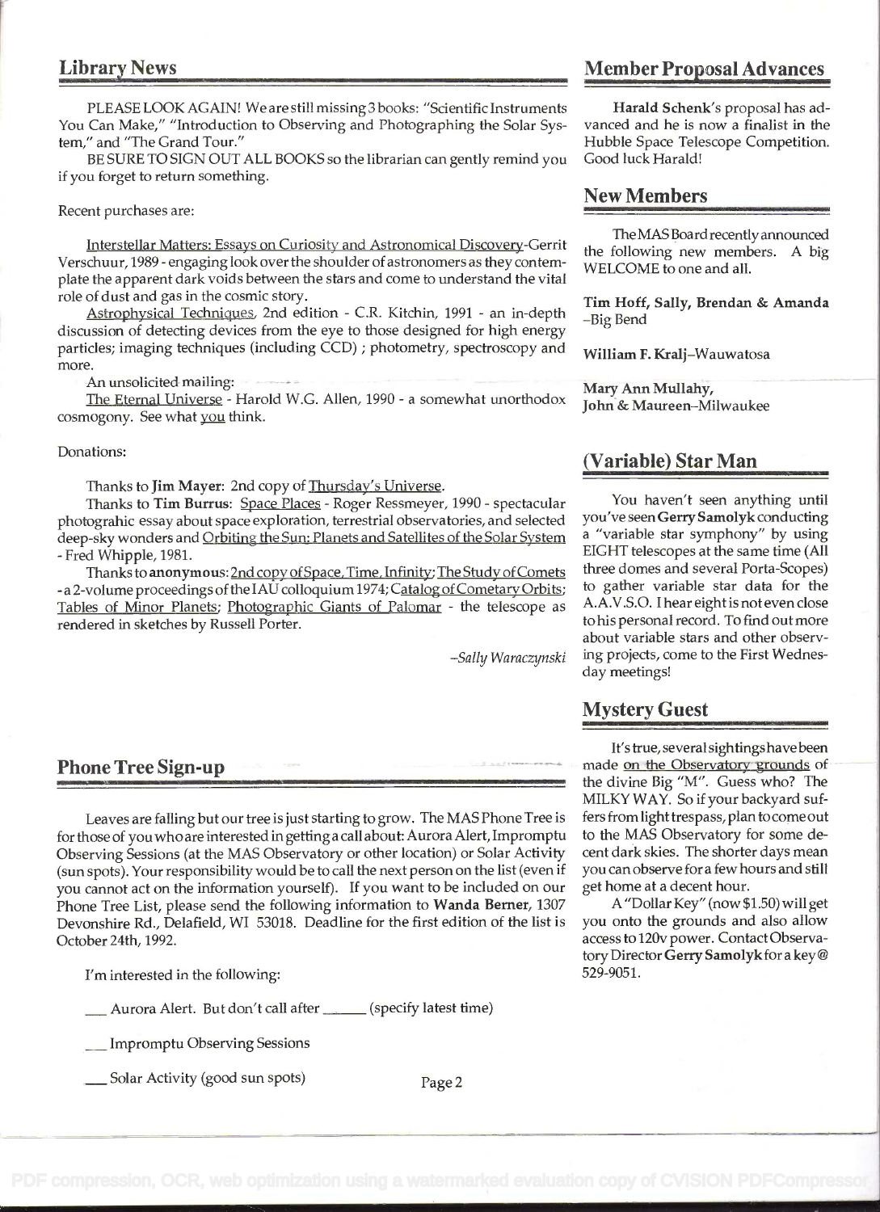## Library News

PLEASE LOOK AGAIN! We are still missing 3 books: "Scientific Instruments You Can Make," "Introduction to Observing and Photographing the Solar System," and "The Grand Tour."

BE SURE TO SIGN OUT ALL BOOKS so the librarian can gently remind you if you forget to return something.

Recent purchases are:

Interstellar Matters: Essays on Curiosity and Astronomical Discovery-Gerrit Verschuur, 1989 - engaging look over the shoulder of astronomers as they contemplate the apparent dark voids between the stars and come to understand the vital role of dust and gas in the cosmic story.

Astrophysical Techniques, 2nd edition - C.R. Kitchin, 1991 - an in-depth discussion of detecting devices from the eye to those designed for high energy particles; imaging techniques (including CCD) ; photometry, spectroscopy and more.

An unsolicited mailing:

The Eternal Universe - Harold W.G. Allen, 1990 - a somewhat unorthodox cosmogony. See what you think.

Donations:

Thanks to **Jim Mayer**: 2nd copy of Thursday's Universe.

Thanks to **Tim Burrus**: Space Places - Roger Ressmeyer, 1990 - spectacular photograhic essay about space exploration, terrestrial observatories, and selected deep-sky wonders and Orbiting the Sun: Planets and Satellites of the Solar System - Fred Whipple, 1981.

Thanks to **anonymous**: 2nd copy of Space, Time, Infinity; The Study of Comets - a 2-volume proceedings of the IAU colloquium 1974; Catalog of Cometary Orbits; Tables of Minor Planets; Photographic Giants of Palomar - the telescope as rendered in sketches by Russell Porter.

*–Sally Waraczynski*

## Phone Tree Sign-up

Leaves are falling but our tree is just starting to grow. The MAS Phone Tree is for those of you who are interested in getting a call about: Aurora Alert, Impromptu Observing Sessions (at the MAS Observatory or other location) or Solar Activity (sun spots). Your responsibility would be to call the next person on the list (even if you cannot act on the information yourself). If you want to be included on our Phone Tree List, please send the following information to **Wanda Berner**, 1307 Devonshire Rd., Delafield, WI 53018. Deadline for the first edition of the list is October 24th, 1992.

I'm interested in the following:

___ Aurora Alert. But don't call after _____ (specify latest time)

___ Impromptu Observing Sessions

___ Solar Activity (good sun spots)

## Member Proposal Advances

**Harald Schenk**'s proposal has advanced and he is now a finalist in the Hubble Space Telescope Competition. Good luck Harald!

## New Members

The MAS Board recently announced the following new members. A big WELCOME to one and all.

**Tim Hoff, Sally, Brendan & Amanda** –Big Bend

**William F. Kralj**–Wauwatosa

**Mary Ann Mullahy, John & Maureen**–Milwaukee

## (Variable) Star Man

You haven't seen anything until you've seen **Gerry Samolyk** conducting a "variable star symphony" by using EIGHT telescopes at the same time (All three domes and several Porta-Scopes) to gather variable star data for the A.A.V.S.O. I hear eight is not even close to his personal record. To find out more about variable stars and other observing projects, come to the First Wednesday meetings!

## Mystery Guest

It's true, several sightings have been made on the Observatory grounds of the divine Big "M". Guess who? The MILKY WAY. So if your backyard suffers from light trespass, plan to come out to the MAS Observatory for some decent dark skies. The shorter days mean you can observe for a few hours and still get home at a decent hour.

A "Dollar Key" (now $1.50) will get you onto the grounds and also allow access to 120v power. Contact Observatory Director **Gerry Samolyk** for a key @ 529-9051.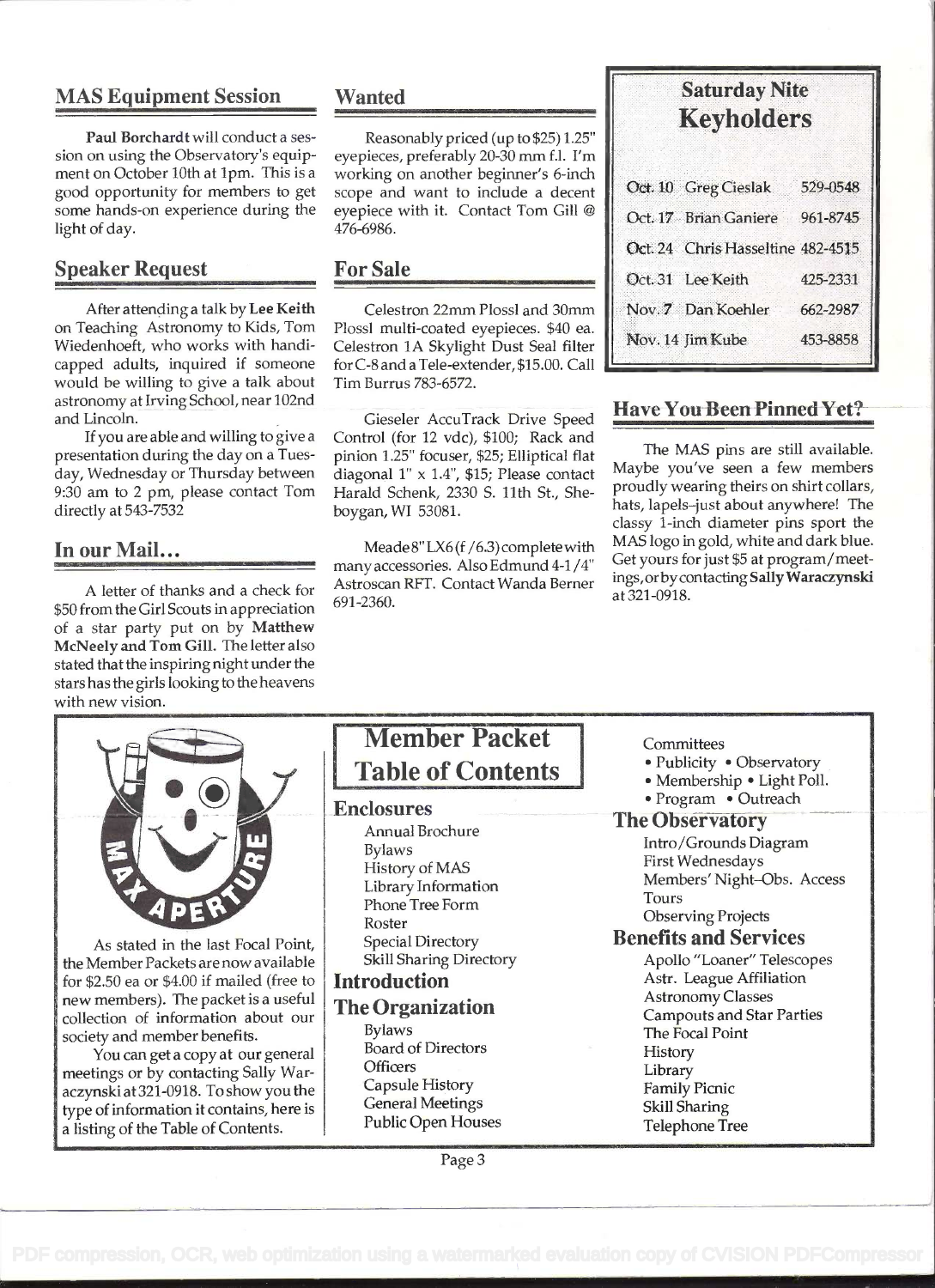## MAS Equipment Session

**Paul Borchardt** will conduct a session on using the Observatory's equipment on October 10th at 1pm. This is a good opportunity for members to get some hands-on experience during the light of day.

## Speaker Request

After attending a talk by **Lee Keith** on Teaching Astronomy to Kids, Tom Wiedenhoeft, who works with handicapped adults, inquired if someone would be willing to give a talk about astronomy at Irving School, near 102nd and Lincoln.

If you are able and willing to give a presentation during the day on a Tuesday, Wednesday or Thursday between 9:30 am to 2 pm, please contact Tom directly at 543-7532

## In our Mail...

A letter of thanks and a check for $50 from the Girl Scouts in appreciation of a star party put on by **Matthew McNeely and Tom Gill.** The letter also stated that the inspiring night under the stars has the girls looking to the heavens with new vision.

## Wanted

Reasonably priced (up to $25) 1.25" eyepieces, preferably 20-30 mm f.l. I'm working on another beginner's 6-inch scope and want to include a decent eyepiece with it. Contact Tom Gill @ 476-6986.

## For Sale

Celestron 22mm Plossl and 30mm Plossl multi-coated eyepieces. $40 ea. Celestron 1A Skylight Dust Seal filter for C-8 and a Tele-extender, $15.00. Call Tim Burrus 783-6572.

Gieseler AccuTrack Drive Speed Control (for 12 vdc), $100; Rack and pinion 1.25" focuser, $25; Elliptical flat diagonal 1" x 1.4", $15; Please contact Harald Schenk, 2330 S. 11th St., Sheboygan, WI 53081.

Meade 8" LX6 (f/6.3) complete with many accessories. Also Edmund 4-1/4" Astroscan RFT. Contact Wanda Berner 691-2360.

## Saturday Nite Keyholders

| | | |
|---|---|---|
| Oct. 10 | Greg Cieslak | 529-0548 |
| Oct. 17 | Brian Ganiere | 961-8745 |
| Oct. 24 | Chris Hasseltine | 482-4515 |
| Oct. 31 | Lee Keith | 425-2331 |
| Nov. 7 | Dan Koehler | 662-2987 |
| Nov. 14 | Jim Kube | 453-8858 |

## Have You Been Pinned Yet?

The MAS pins are still available. Maybe you've seen a few members proudly wearing theirs on shirt collars, hats, lapels–just about anywhere! The classy 1-inch diameter pins sport the MAS logo in gold, white and dark blue. Get yours for just $5 at program/meetings, or by contacting **Sally Waraczynski** at 321-0918.

MAX APERTURE

As stated in the last Focal Point, the Member Packets are now available for $2.50 ea or $4.00 if mailed (free to new members). The packet is a useful collection of information about our society and member benefits.

You can get a copy at our general meetings or by contacting Sally Waraczynski at 321-0918. To show you the type of information it contains, here is a listing of the Table of Contents.

## Member Packet Table of Contents

### Enclosures

- Annual Brochure
- Bylaws
- History of MAS
- Library Information
- Phone Tree Form
- Roster
- Special Directory
- Skill Sharing Directory

### Introduction

### The Organization

- Bylaws
- Board of Directors
- Officers
- Capsule History
- General Meetings
- Public Open Houses
- Committees
  - Publicity • Observatory
  - Membership • Light Poll.
  - Program • Outreach

### The Observatory

- Intro/Grounds Diagram
- First Wednesdays
- Members' Night–Obs. Access
- Tours
- Observing Projects

### Benefits and Services

- Apollo "Loaner" Telescopes
- Astr. League Affiliation
- Astronomy Classes
- Campouts and Star Parties
- The Focal Point
- History
- Library
- Family Picnic
- Skill Sharing
- Telephone Tree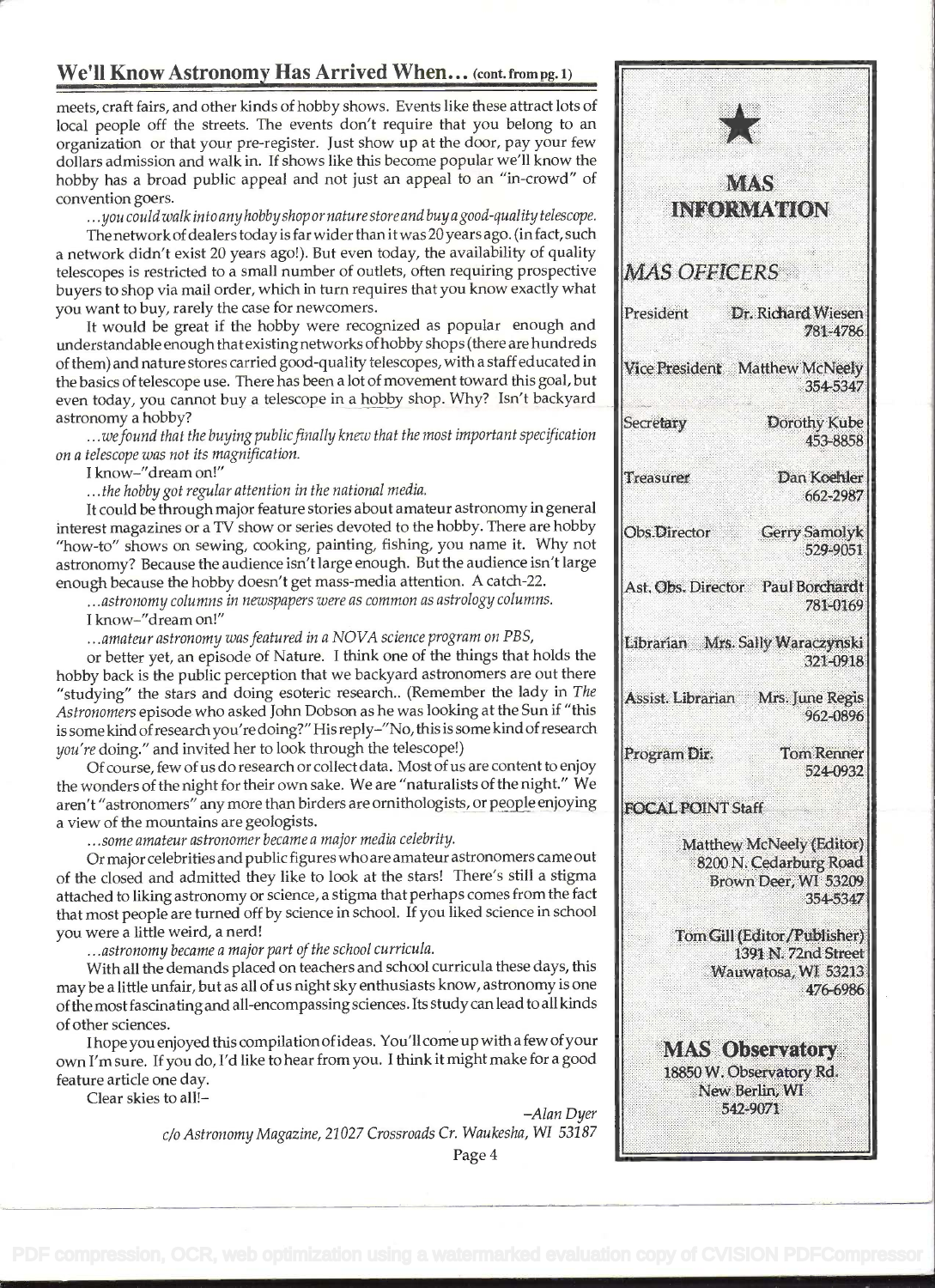## We'll Know Astronomy Has Arrived When... (cont. from pg. 1)

meets, craft fairs, and other kinds of hobby shows. Events like these attract lots of local people off the streets. The events don't require that you belong to an organization or that your pre-register. Just show up at the door, pay your few dollars admission and walk in. If shows like this become popular we'll know the hobby has a broad public appeal and not just an appeal to an "in-crowd" of convention goers.

*...you could walk into any hobby shop or nature store and buy a good-quality telescope.*

The network of dealers today is far wider than it was 20 years ago. (in fact, such a network didn't exist 20 years ago!). But even today, the availability of quality telescopes is restricted to a small number of outlets, often requiring prospective buyers to shop via mail order, which in turn requires that you know exactly what you want to buy, rarely the case for newcomers.

It would be great if the hobby were recognized as popular enough and understandable enough that existing networks of hobby shops (there are hundreds of them) and nature stores carried good-quality telescopes, with a staff educated in the basics of telescope use. There has been a lot of movement toward this goal, but even today, you cannot buy a telescope in a hobby shop. Why? Isn't backyard astronomy a hobby?

*...we found that the buying public finally knew that the most important specification on a telescope was not its magnification.*

I know–"dream on!"

*...the hobby got regular attention in the national media.*

It could be through major feature stories about amateur astronomy in general interest magazines or a TV show or series devoted to the hobby. There are hobby "how-to" shows on sewing, cooking, painting, fishing, you name it. Why not astronomy? Because the audience isn't large enough. But the audience isn't large enough because the hobby doesn't get mass-media attention. A catch-22.

*...astronomy columns in newspapers were as common as astrology columns.*

I know–"dream on!"

*...amateur astronomy was featured in a NOVA science program on PBS,*

or better yet, an episode of Nature. I think one of the things that holds the hobby back is the public perception that we backyard astronomers are out there "studying" the stars and doing esoteric research.. (Remember the lady in *The Astronomers* episode who asked John Dobson as he was looking at the Sun if "this is some kind of research you're doing?" His reply–"No, this is some kind of research *you're* doing." and invited her to look through the telescope!)

Of course, few of us do research or collect data. Most of us are content to enjoy the wonders of the night for their own sake. We are "naturalists of the night." We aren't "astronomers" any more than birders are ornithologists, or people enjoying a view of the mountains are geologists.

*...some amateur astronomer became a major media celebrity.*

Or major celebrities and public figures who are amateur astronomers came out of the closed and admitted they like to look at the stars! There's still a stigma attached to liking astronomy or science, a stigma that perhaps comes from the fact that most people are turned off by science in school. If you liked science in school you were a little weird, a nerd!

*...astronomy became a major part of the school curricula.*

With all the demands placed on teachers and school curricula these days, this may be a little unfair, but as all of us night sky enthusiasts know, astronomy is one of the most fascinating and all-encompassing sciences. Its study can lead to all kinds of other sciences.

I hope you enjoyed this compilation of ideas. You'll come up with a few of your own I'm sure. If you do, I'd like to hear from you. I think it might make for a good feature article one day.

Clear skies to all!–

*–Alan Dyer*

*c/o Astronomy Magazine, 21027 Crossroads Cr. Waukesha, WI 53187*

## MAS INFORMATION

### MAS OFFICERS

President — Dr. Richard Wiesen, 781-4786

Vice President — Matthew McNeely, 354-5347

Secretary — Dorothy Kube, 453-8858

Treasurer — Dan Koehler, 662-2987

Obs. Director — Gerry Samolyk, 529-9051

Ast. Obs. Director — Paul Borchardt, 781-0169

Librarian — Mrs. Sally Waraczynski, 321-0918

Assist. Librarian — Mrs. June Regis, 962-0896

Program Dir. — Tom Renner, 524-0932

### FOCAL POINT Staff

Matthew McNeely (Editor)
8200 N. Cedarburg Road
Brown Deer, WI 53209
354-5347

Tom Gill (Editor/Publisher)
1391 N. 72nd Street
Wauwatosa, WI 53213
476-6986

### MAS Observatory

18850 W. Observatory Rd.
New Berlin, WI
542-9071